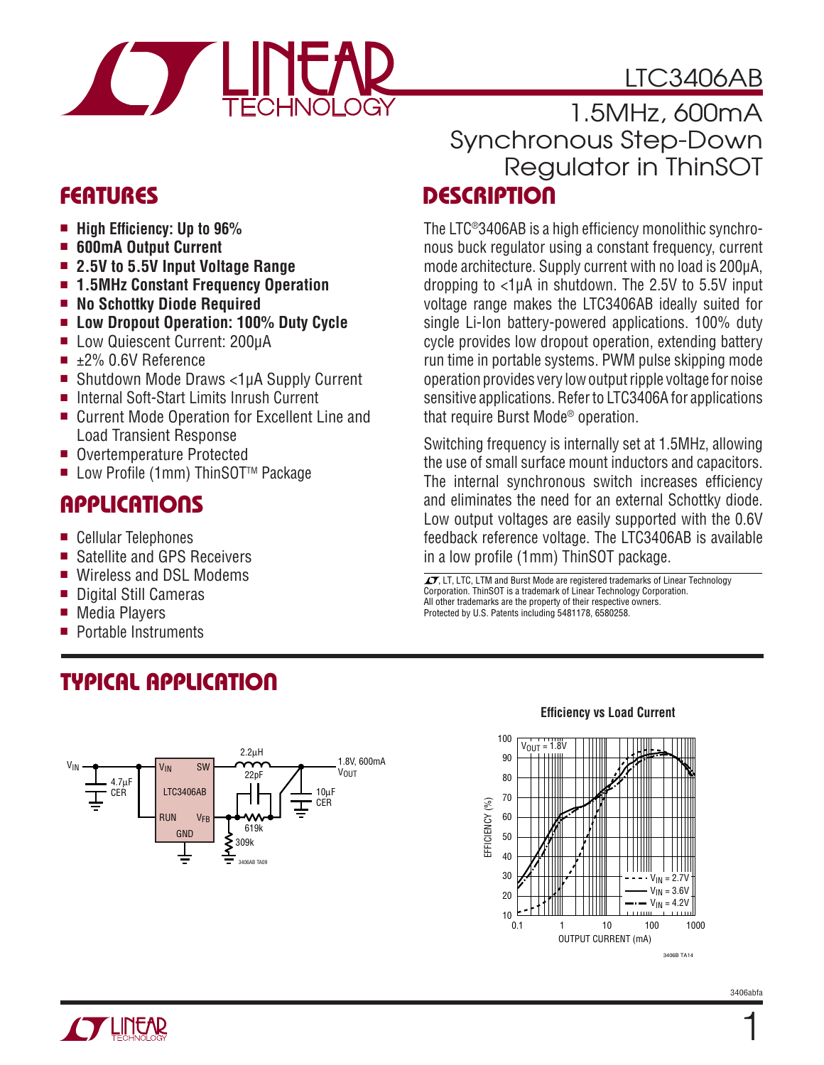# LTC3406AB

## 1.5MHz, 600mA Synchronous Step-Down Regulator in ThinSOT

## FEATURES

- **High Efficiency: Up to 96%**
- **600mA Output Current**
- **2.5V to 5.5V Input Voltage Range**
- **1.5MHz Constant Frequency Operation**
- **No Schottky Diode Required**
- **Low Dropout Operation: 100% Duty Cycle**
- Low Quiescent Current: 200µA
- ±2% 0.6V Reference
- Shutdown Mode Draws <1µA Supply Current
- Internal Soft-Start Limits Inrush Current
- Current Mode Operation for Excellent Line and Load Transient Response
- Overtemperature Protected
- Low Profile (1mm) ThinSOT™ Package

## APPLICATIONS

- Cellular Telephones
- Satellite and GPS Receivers
- Wireless and DSL Modems
- Digital Still Cameras
- Media Players
- Portable Instruments

## DESCRIPTION

The LTC®3406AB is a high efficiency monolithic synchronous buck regulator using a constant frequency, current mode architecture. Supply current with no load is 200µA, dropping to <1µA in shutdown. The 2.5V to 5.5V input voltage range makes the LTC3406AB ideally suited for single Li-Ion battery-powered applications. 100% duty cycle provides low dropout operation, extending battery run time in portable systems. PWM pulse skipping mode operation provides very low output ripple voltage for noise sensitive applications. Refer to LTC3406A for applications that require Burst Mode® operation.

Switching frequency is internally set at 1.5MHz, allowing the use of small surface mount inductors and capacitors. The internal synchronous switch increases efficiency and eliminates the need for an external Schottky diode. Low output voltages are easily supported with the 0.6V feedback reference voltage. The LTC3406AB is available in a low profile (1mm) ThinSOT package.

LT, LTC, LTM and Burst Mode are registered trademarks of Linear Technology Corporation. ThinSOT is a trademark of Linear Technology Corporation. All other trademarks are the property of their respective owners. Protected by U.S. Patents including 5481178, 6580258.

## TYPICAL APPLICATION

Efficiency vs Load Current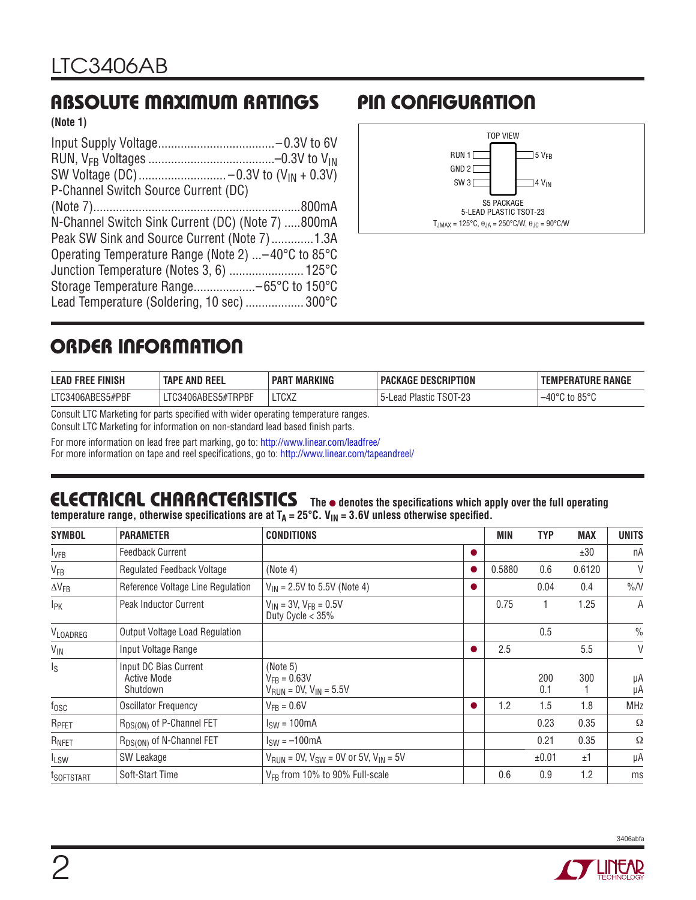## ABSOLUTE MAXIMUM RATINGS

**(Note 1)**

Input Supply Voltage....................................−0.3V to 6V
RUN, $V_{FB}$ Voltages .......................................−0.3V to $V_{IN}$
SW Voltage (DC)...........................−0.3V to ($V_{IN}$ + 0.3V)
P-Channel Switch Source Current (DC)
(Note 7)...............................................................800mA
N-Channel Switch Sink Current (DC) (Note 7) .....800mA
Peak SW Sink and Source Current (Note 7).............1.3A
Operating Temperature Range (Note 2) ...−40°C to 85°C
Junction Temperature (Notes 3, 6) ........................125°C
Storage Temperature Range...................−65°C to 150°C
Lead Temperature (Soldering, 10 sec) ..................300°C

## PIN CONFIGURATION

TOP VIEW

RUN 1 — 5 $V_{FB}$
GND 2
SW 3 — 4 $V_{IN}$

S5 PACKAGE
5-LEAD PLASTIC TSOT-23
$T_{JMAX}$ = 125°C, $\theta_{JA}$ = 250°C/W, $\theta_{JC}$ = 90°C/W

## ORDER INFORMATION

| LEAD FREE FINISH | TAPE AND REEL | PART MARKING | PACKAGE DESCRIPTION | TEMPERATURE RANGE |
|---|---|---|---|---|
| LTC3406ABES5#PBF | LTC3406ABES5#TRPBF | LTCXZ | 5-Lead Plastic TSOT-23 | –40°C to 85°C |

Consult LTC Marketing for parts specified with wider operating temperature ranges.
Consult LTC Marketing for information on non-standard lead based finish parts.

For more information on lead free part marking, go to: http://www.linear.com/leadfree/
For more information on tape and reel specifications, go to: http://www.linear.com/tapeandreel/

## ELECTRICAL CHARACTERISTICS

**The ● denotes the specifications which apply over the full operating temperature range, otherwise specifications are at $T_A$ = 25°C. $V_{IN}$ = 3.6V unless otherwise specified.**

| SYMBOL | PARAMETER | CONDITIONS | | MIN | TYP | MAX | UNITS |
|---|---|---|---|---|---|---|---|
| $I_{VFB}$ | Feedback Current | | ● | | | ±30 | nA |
| $V_{FB}$ | Regulated Feedback Voltage | (Note 4) | ● | 0.5880 | 0.6 | 0.6120 | V |
| $\Delta V_{FB}$ | Reference Voltage Line Regulation | $V_{IN}$ = 2.5V to 5.5V (Note 4) | ● | | 0.04 | 0.4 | %/V |
| $I_{PK}$ | Peak Inductor Current | $V_{IN}$ = 3V, $V_{FB}$ = 0.5V<br>Duty Cycle < 35% | | 0.75 | 1 | 1.25 | A |
| $V_{LOADREG}$ | Output Voltage Load Regulation | | | | 0.5 | | % |
| $V_{IN}$ | Input Voltage Range | | ● | 2.5 | | 5.5 | V |
| $I_S$ | Input DC Bias Current<br>Active Mode<br>Shutdown | (Note 5)<br>$V_{FB}$ = 0.63V<br>$V_{RUN}$ = 0V, $V_{IN}$ = 5.5V | | | <br>200<br>0.1 | <br>300<br>1 | <br>µA<br>µA |
| $f_{OSC}$ | Oscillator Frequency | $V_{FB}$ = 0.6V | ● | 1.2 | 1.5 | 1.8 | MHz |
| $R_{PFET}$ | $R_{DS(ON)}$ of P-Channel FET | $I_{SW}$ = 100mA | | | 0.23 | 0.35 | Ω |
| $R_{NFET}$ | $R_{DS(ON)}$ of N-Channel FET | $I_{SW}$ = –100mA | | | 0.21 | 0.35 | Ω |
| $I_{LSW}$ | SW Leakage | $V_{RUN}$ = 0V, $V_{SW}$ = 0V or 5V, $V_{IN}$ = 5V | | | ±0.01 | ±1 | µA |
| $t_{SOFTSTART}$ | Soft-Start Time | $V_{FB}$ from 10% to 90% Full-scale | | 0.6 | 0.9 | 1.2 | ms |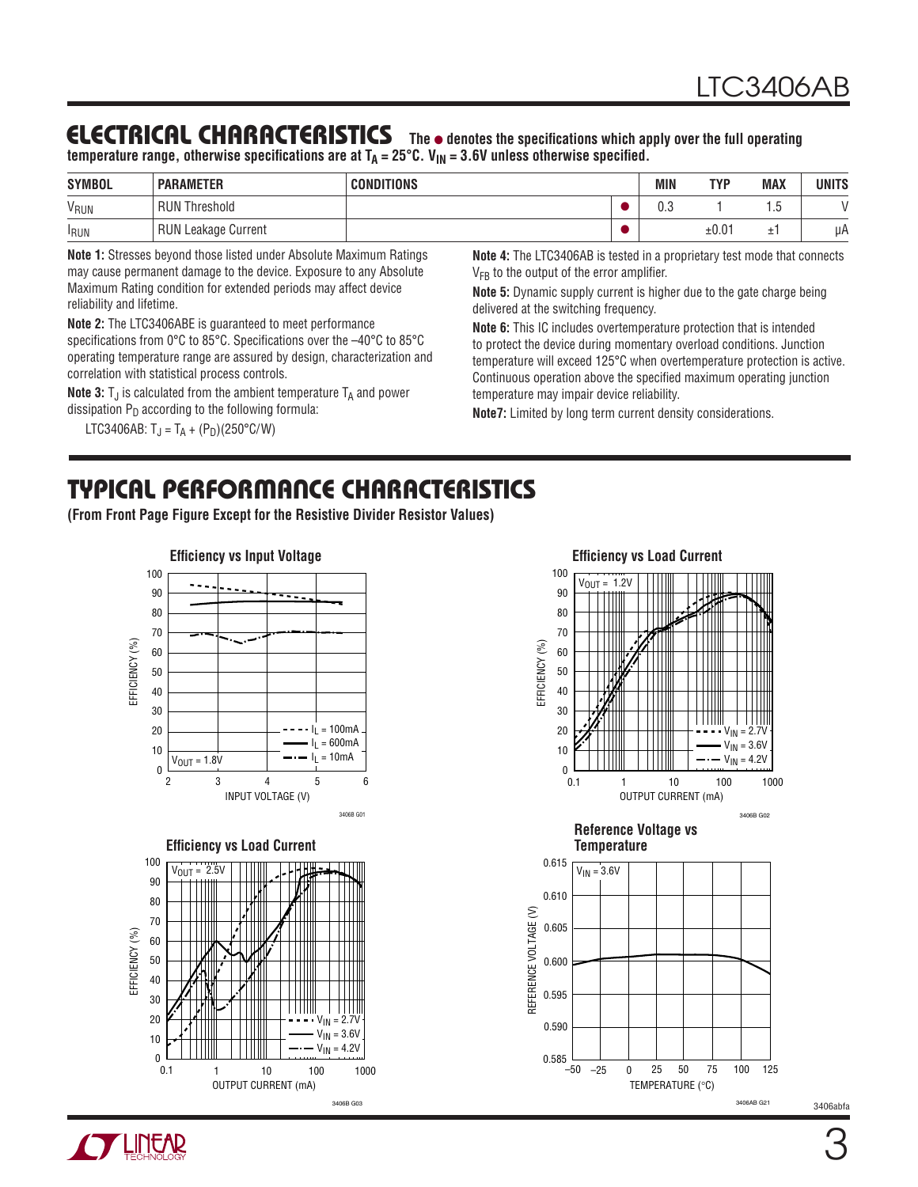## ELECTRICAL CHARACTERISTICS

**The ● denotes the specifications which apply over the full operating temperature range, otherwise specifications are at $T_A$ = 25°C. $V_{IN}$ = 3.6V unless otherwise specified.**

| SYMBOL | PARAMETER | CONDITIONS | | MIN | TYP | MAX | UNITS |
|---|---|---|---|---|---|---|---|
| $V_{RUN}$ | RUN Threshold | | ● | 0.3 | 1 | 1.5 | V |
| $I_{RUN}$ | RUN Leakage Current | | ● | | ±0.01 | ±1 | µA |

**Note 1:** Stresses beyond those listed under Absolute Maximum Ratings may cause permanent damage to the device. Exposure to any Absolute Maximum Rating condition for extended periods may affect device reliability and lifetime.

**Note 2:** The LTC3406ABE is guaranteed to meet performance specifications from 0°C to 85°C. Specifications over the –40°C to 85°C operating temperature range are assured by design, characterization and correlation with statistical process controls.

**Note 3:** $T_J$ is calculated from the ambient temperature $T_A$ and power dissipation $P_D$ according to the following formula:

LTC3406AB: $T_J = T_A + (P_D)(250°C/W)$

**Note 4:** The LTC3406AB is tested in a proprietary test mode that connects $V_{FB}$ to the output of the error amplifier.

**Note 5:** Dynamic supply current is higher due to the gate charge being delivered at the switching frequency.

**Note 6:** This IC includes overtemperature protection that is intended to protect the device during momentary overload conditions. Junction temperature will exceed 125°C when overtemperature protection is active. Continuous operation above the specified maximum operating junction temperature may impair device reliability.

**Note7:** Limited by long term current density considerations.

## TYPICAL PERFORMANCE CHARACTERISTICS

**(From Front Page Figure Except for the Resistive Divider Resistor Values)**

**Efficiency vs Input Voltage**

3406B G01

**Efficiency vs Load Current**

3406B G02

**Efficiency vs Load Current**

3406B G03

**Reference Voltage vs Temperature**

3406AB G21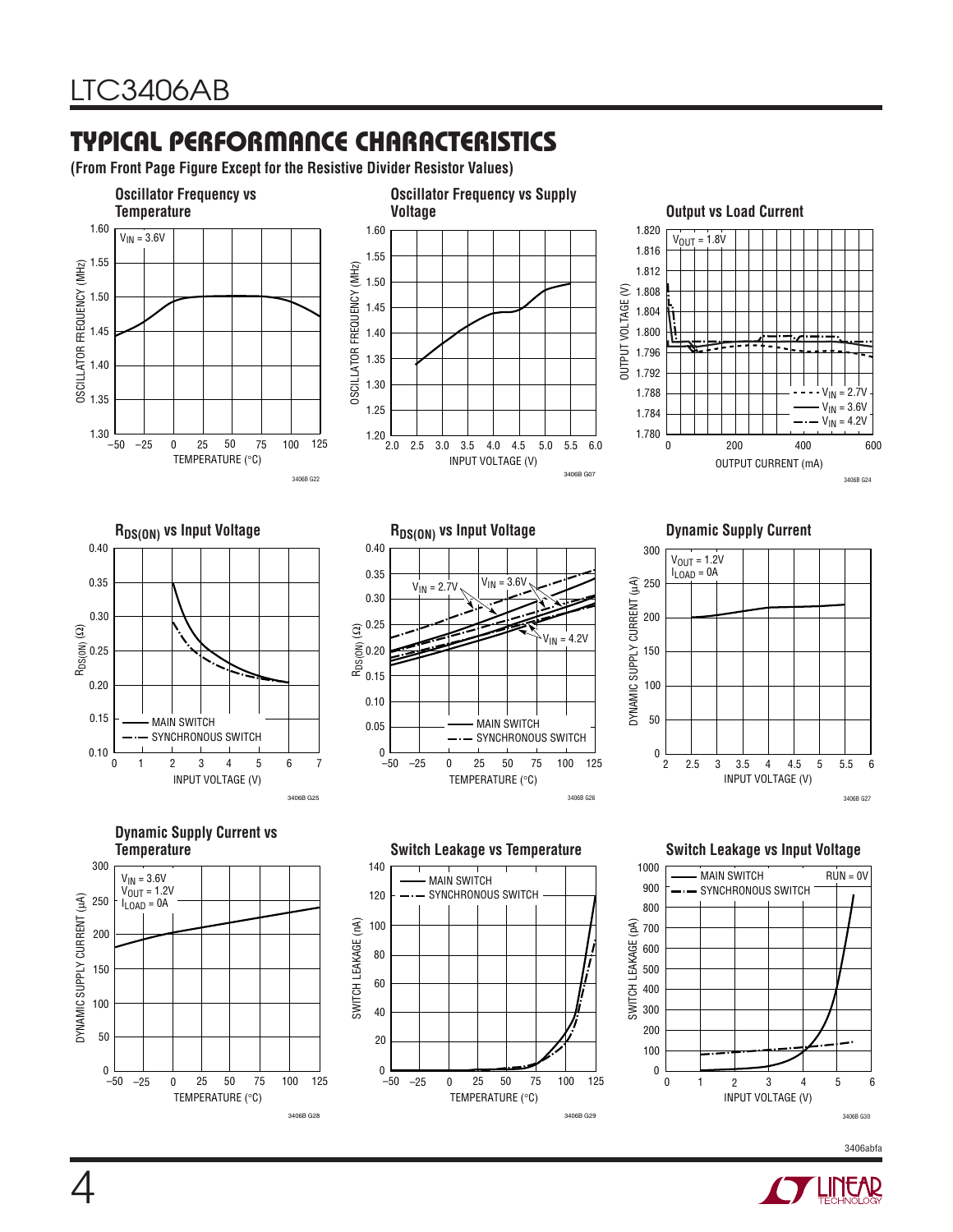## TYPICAL PERFORMANCE CHARACTERISTICS

**(From Front Page Figure Except for the Resistive Divider Resistor Values)**

**Oscillator Frequency vs Temperature**

$V_{IN}$ = 3.6V

OSCILLATOR FREQUENCY (MHz) vs TEMPERATURE (°C)

3406B G22

**Oscillator Frequency vs Supply Voltage**

OSCILLATOR FREQUENCY (MHz) vs INPUT VOLTAGE (V)

3406B G07

**Output vs Load Current**

$V_{OUT}$ = 1.8V

$V_{IN}$ = 2.7V, $V_{IN}$ = 3.6V, $V_{IN}$ = 4.2V

OUTPUT VOLTAGE (V) vs OUTPUT CURRENT (mA)

3406B G24

**$R_{DS(ON)}$ vs Input Voltage**

MAIN SWITCH, SYNCHRONOUS SWITCH

$R_{DS(ON)}$ (Ω) vs INPUT VOLTAGE (V)

3406B G25

**$R_{DS(ON)}$ vs Input Voltage**

$V_{IN}$ = 2.7V, $V_{IN}$ = 3.6V, $V_{IN}$ = 4.2V

MAIN SWITCH, SYNCHRONOUS SWITCH

$R_{DS(ON)}$ (Ω) vs TEMPERATURE (°C)

3406B G26

**Dynamic Supply Current**

$V_{OUT}$ = 1.2V
$I_{LOAD}$ = 0A

DYNAMIC SUPPLY CURRENT (µA) vs INPUT VOLTAGE (V)

3406B G27

**Dynamic Supply Current vs Temperature**

$V_{IN}$ = 3.6V
$V_{OUT}$ = 1.2V
$I_{LOAD}$ = 0A

DYNAMIC SUPPLY CURRENT (µA) vs TEMPERATURE (°C)

3406B G28

**Switch Leakage vs Temperature**

MAIN SWITCH, SYNCHRONOUS SWITCH

SWITCH LEAKAGE (nA) vs TEMPERATURE (°C)

3406B G29

**Switch Leakage vs Input Voltage**

MAIN SWITCH, SYNCHRONOUS SWITCH

RUN = 0V

SWITCH LEAKAGE (pA) vs INPUT VOLTAGE (V)

3406B G30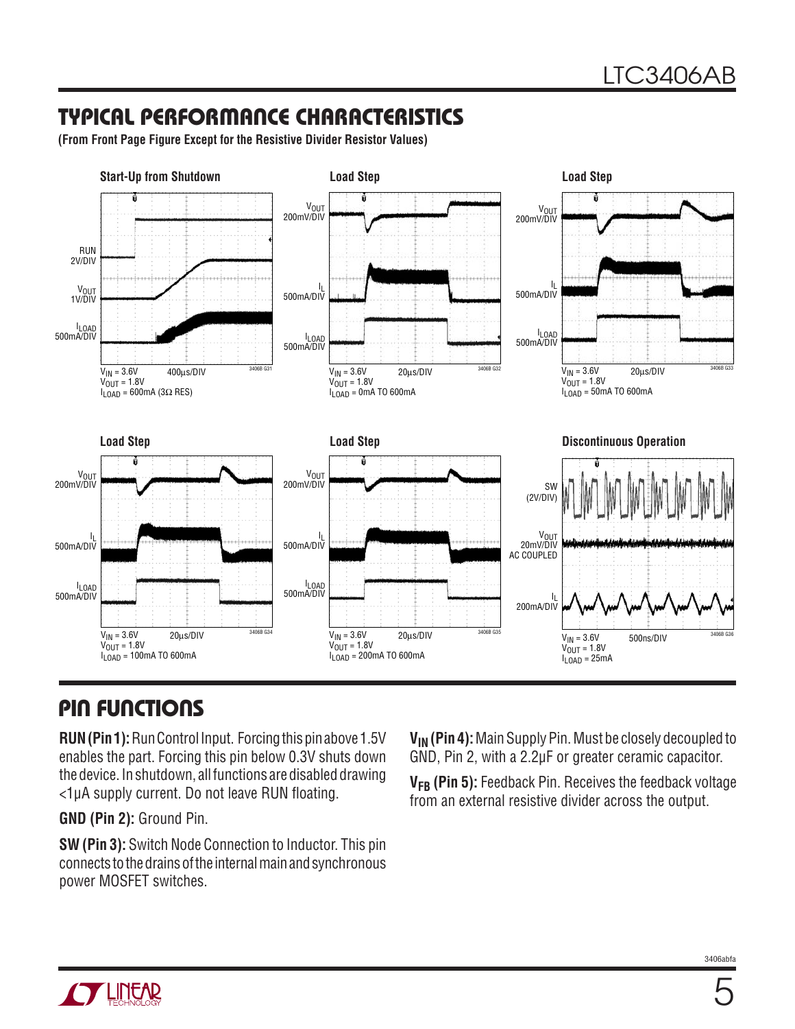## TYPICAL PERFORMANCE CHARACTERISTICS

**(From Front Page Figure Except for the Resistive Divider Resistor Values)**

**Start-Up from Shutdown**

RUN 2V/DIV, $V_{OUT}$ 1V/DIV, $I_{LOAD}$ 500mA/DIV

$V_{IN}$ = 3.6V, $V_{OUT}$ = 1.8V, $I_{LOAD}$ = 600mA (3Ω RES), 400µs/DIV

3406B G31

**Load Step**

$V_{OUT}$ 200mV/DIV, $I_L$ 500mA/DIV, $I_{LOAD}$ 500mA/DIV

$V_{IN}$ = 3.6V, $V_{OUT}$ = 1.8V, $I_{LOAD}$ = 0mA TO 600mA, 20µs/DIV

3406B G32

**Load Step**

$V_{OUT}$ 200mV/DIV, $I_L$ 500mA/DIV, $I_{LOAD}$ 500mA/DIV

$V_{IN}$ = 3.6V, $V_{OUT}$ = 1.8V, $I_{LOAD}$ = 50mA TO 600mA, 20µs/DIV

3406B G33

**Load Step**

$V_{OUT}$ 200mV/DIV, $I_L$ 500mA/DIV, $I_{LOAD}$ 500mA/DIV

$V_{IN}$ = 3.6V, $V_{OUT}$ = 1.8V, $I_{LOAD}$ = 100mA TO 600mA, 20µs/DIV

3406B G34

**Load Step**

$V_{OUT}$ 200mV/DIV, $I_L$ 500mA/DIV, $I_{LOAD}$ 500mA/DIV

$V_{IN}$ = 3.6V, $V_{OUT}$ = 1.8V, $I_{LOAD}$ = 200mA TO 600mA, 20µs/DIV

3406B G35

**Discontinuous Operation**

SW (2V/DIV), $V_{OUT}$ 20mV/DIV AC COUPLED, $I_L$ 200mA/DIV

$V_{IN}$ = 3.6V, $V_{OUT}$ = 1.8V, $I_{LOAD}$ = 25mA, 500ns/DIV

3406B G36

## PIN FUNCTIONS

**RUN (Pin 1):** Run Control Input. Forcing this pin above 1.5V enables the part. Forcing this pin below 0.3V shuts down the device. In shutdown, all functions are disabled drawing <1µA supply current. Do not leave RUN floating.

**GND (Pin 2):** Ground Pin.

**SW (Pin 3):** Switch Node Connection to Inductor. This pin connects to the drains of the internal main and synchronous power MOSFET switches.

**$V_{IN}$ (Pin 4):** Main Supply Pin. Must be closely decoupled to GND, Pin 2, with a 2.2µF or greater ceramic capacitor.

**$V_{FB}$ (Pin 5):** Feedback Pin. Receives the feedback voltage from an external resistive divider across the output.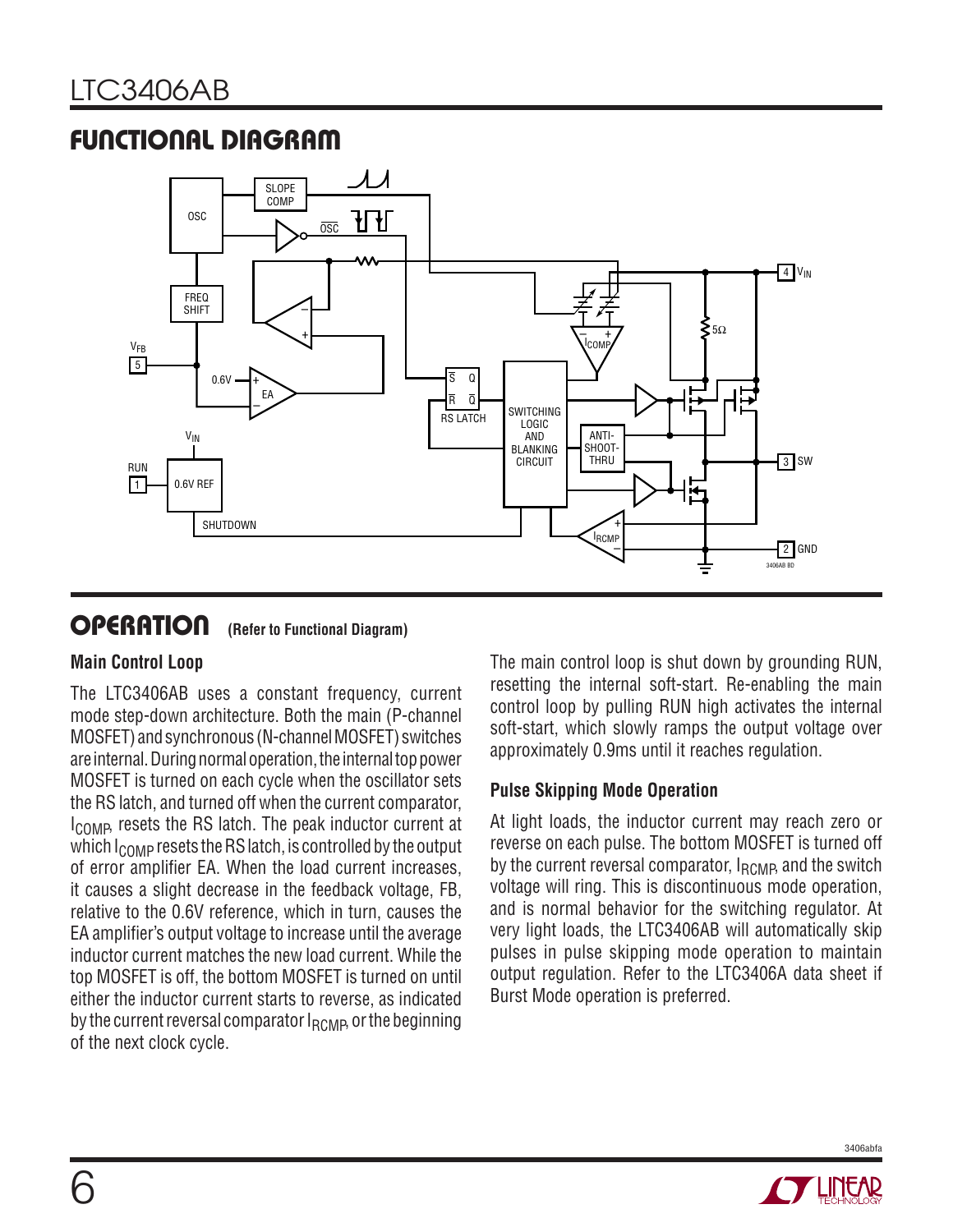## FUNCTIONAL DIAGRAM

## OPERATION (Refer to Functional Diagram)

### Main Control Loop

The LTC3406AB uses a constant frequency, current mode step-down architecture. Both the main (P-channel MOSFET) and synchronous (N-channel MOSFET) switches are internal. During normal operation, the internal top power MOSFET is turned on each cycle when the oscillator sets the RS latch, and turned off when the current comparator, $I_{COMP}$, resets the RS latch. The peak inductor current at which $I_{COMP}$ resets the RS latch, is controlled by the output of error amplifier EA. When the load current increases, it causes a slight decrease in the feedback voltage, FB, relative to the 0.6V reference, which in turn, causes the EA amplifier's output voltage to increase until the average inductor current matches the new load current. While the top MOSFET is off, the bottom MOSFET is turned on until either the inductor current starts to reverse, as indicated by the current reversal comparator $I_{RCMP}$, or the beginning of the next clock cycle.

The main control loop is shut down by grounding RUN, resetting the internal soft-start. Re-enabling the main control loop by pulling RUN high activates the internal soft-start, which slowly ramps the output voltage over approximately 0.9ms until it reaches regulation.

### Pulse Skipping Mode Operation

At light loads, the inductor current may reach zero or reverse on each pulse. The bottom MOSFET is turned off by the current reversal comparator, $I_{RCMP}$, and the switch voltage will ring. This is discontinuous mode operation, and is normal behavior for the switching regulator. At very light loads, the LTC3406AB will automatically skip pulses in pulse skipping mode operation to maintain output regulation. Refer to the LTC3406A data sheet if Burst Mode operation is preferred.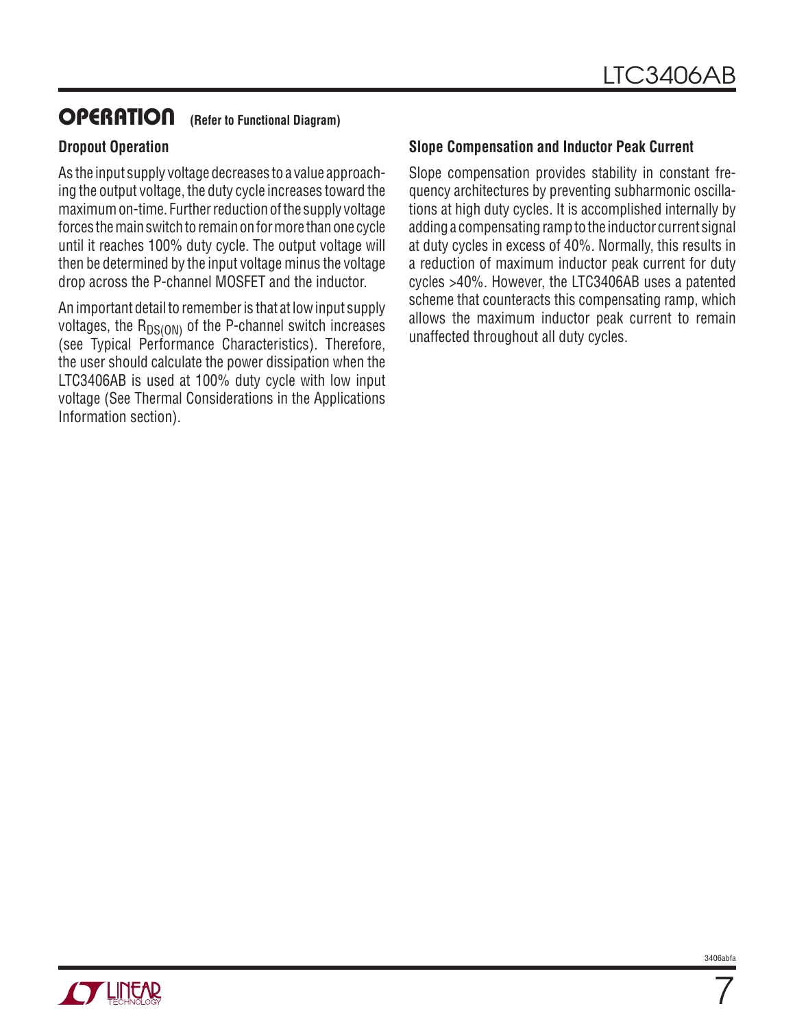## OPERATION (Refer to Functional Diagram)

### Dropout Operation

As the input supply voltage decreases to a value approaching the output voltage, the duty cycle increases toward the maximum on-time. Further reduction of the supply voltage forces the main switch to remain on for more than one cycle until it reaches 100% duty cycle. The output voltage will then be determined by the input voltage minus the voltage drop across the P-channel MOSFET and the inductor.

An important detail to remember is that at low input supply voltages, the $R_{DS(ON)}$ of the P-channel switch increases (see Typical Performance Characteristics). Therefore, the user should calculate the power dissipation when the LTC3406AB is used at 100% duty cycle with low input voltage (See Thermal Considerations in the Applications Information section).

### Slope Compensation and Inductor Peak Current

Slope compensation provides stability in constant frequency architectures by preventing subharmonic oscillations at high duty cycles. It is accomplished internally by adding a compensating ramp to the inductor current signal at duty cycles in excess of 40%. Normally, this results in a reduction of maximum inductor peak current for duty cycles >40%. However, the LTC3406AB uses a patented scheme that counteracts this compensating ramp, which allows the maximum inductor peak current to remain unaffected throughout all duty cycles.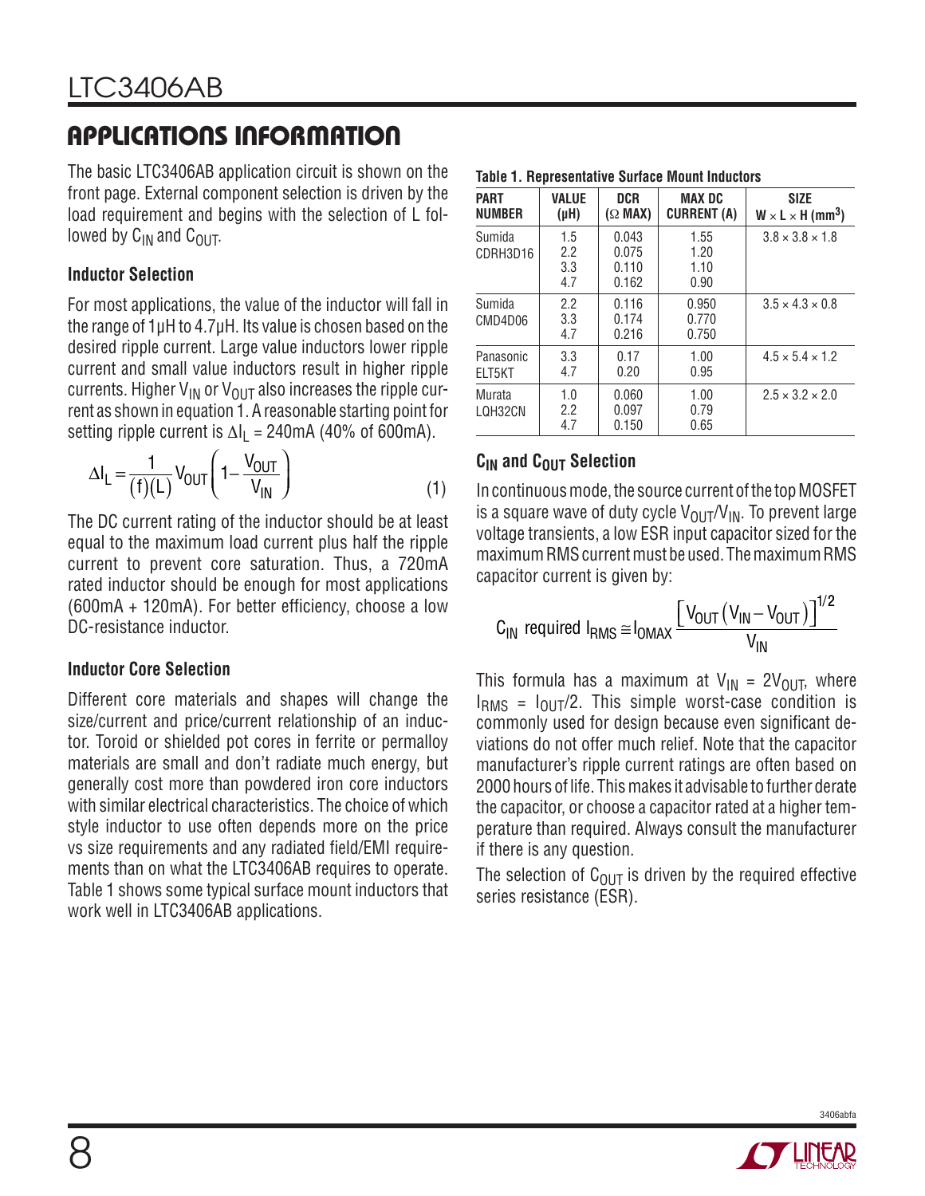## APPLICATIONS INFORMATION

The basic LTC3406AB application circuit is shown on the front page. External component selection is driven by the load requirement and begins with the selection of L followed by $C_{IN}$ and $C_{OUT}$.

### Inductor Selection

For most applications, the value of the inductor will fall in the range of 1µH to 4.7µH. Its value is chosen based on the desired ripple current. Large value inductors lower ripple current and small value inductors result in higher ripple currents. Higher $V_{IN}$ or $V_{OUT}$ also increases the ripple current as shown in equation 1. A reasonable starting point for setting ripple current is $\Delta I_L$ = 240mA (40% of 600mA).

$$\Delta I_L = \frac{1}{(f)(L)} V_{OUT} \left(1 - \frac{V_{OUT}}{V_{IN}}\right) \quad (1)$$

The DC current rating of the inductor should be at least equal to the maximum load current plus half the ripple current to prevent core saturation. Thus, a 720mA rated inductor should be enough for most applications (600mA + 120mA). For better efficiency, choose a low DC-resistance inductor.

### Inductor Core Selection

Different core materials and shapes will change the size/current and price/current relationship of an inductor. Toroid or shielded pot cores in ferrite or permalloy materials are small and don't radiate much energy, but generally cost more than powdered iron core inductors with similar electrical characteristics. The choice of which style inductor to use often depends more on the price vs size requirements and any radiated field/EMI requirements than on what the LTC3406AB requires to operate. Table 1 shows some typical surface mount inductors that work well in LTC3406AB applications.

**Table 1. Representative Surface Mount Inductors**

| PART NUMBER | VALUE (µH) | DCR (Ω MAX) | MAX DC CURRENT (A) | SIZE W × L × H (mm³) |
|---|---|---|---|---|
| Sumida CDRH3D16 | 1.5<br>2.2<br>3.3<br>4.7 | 0.043<br>0.075<br>0.110<br>0.162 | 1.55<br>1.20<br>1.10<br>0.90 | 3.8 × 3.8 × 1.8 |
| Sumida CMD4D06 | 2.2<br>3.3<br>4.7 | 0.116<br>0.174<br>0.216 | 0.950<br>0.770<br>0.750 | 3.5 × 4.3 × 0.8 |
| Panasonic ELT5KT | 3.3<br>4.7 | 0.17<br>0.20 | 1.00<br>0.95 | 4.5 × 5.4 × 1.2 |
| Murata LQH32CN | 1.0<br>2.2<br>4.7 | 0.060<br>0.097<br>0.150 | 1.00<br>0.79<br>0.65 | 2.5 × 3.2 × 2.0 |

### $C_{IN}$ and $C_{OUT}$ Selection

In continuous mode, the source current of the top MOSFET is a square wave of duty cycle $V_{OUT}/V_{IN}$. To prevent large voltage transients, a low ESR input capacitor sized for the maximum RMS current must be used. The maximum RMS capacitor current is given by:

$$C_{IN} \text{ required } I_{RMS} \cong I_{OMAX} \frac{\left[V_{OUT}(V_{IN} - V_{OUT})\right]^{1/2}}{V_{IN}}$$

This formula has a maximum at $V_{IN} = 2V_{OUT}$, where $I_{RMS} = I_{OUT}/2$. This simple worst-case condition is commonly used for design because even significant deviations do not offer much relief. Note that the capacitor manufacturer's ripple current ratings are often based on 2000 hours of life. This makes it advisable to further derate the capacitor, or choose a capacitor rated at a higher temperature than required. Always consult the manufacturer if there is any question.

The selection of $C_{OUT}$ is driven by the required effective series resistance (ESR).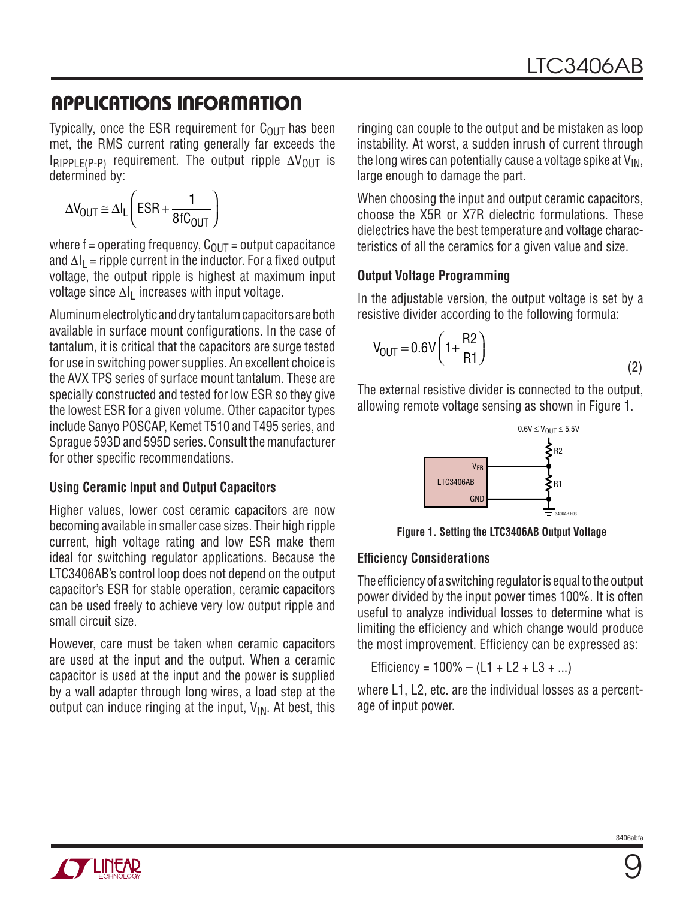## APPLICATIONS INFORMATION

Typically, once the ESR requirement for $C_{OUT}$ has been met, the RMS current rating generally far exceeds the $I_{RIPPLE(P-P)}$ requirement. The output ripple $\Delta V_{OUT}$ is determined by:

$$\Delta V_{OUT} \cong \Delta I_L \left( ESR + \frac{1}{8fC_{OUT}} \right)$$

where f = operating frequency, $C_{OUT}$ = output capacitance and $\Delta I_L$ = ripple current in the inductor. For a fixed output voltage, the output ripple is highest at maximum input voltage since $\Delta I_L$ increases with input voltage.

Aluminum electrolytic and dry tantalum capacitors are both available in surface mount configurations. In the case of tantalum, it is critical that the capacitors are surge tested for use in switching power supplies. An excellent choice is the AVX TPS series of surface mount tantalum. These are specially constructed and tested for low ESR so they give the lowest ESR for a given volume. Other capacitor types include Sanyo POSCAP, Kemet T510 and T495 series, and Sprague 593D and 595D series. Consult the manufacturer for other specific recommendations.

### Using Ceramic Input and Output Capacitors

Higher values, lower cost ceramic capacitors are now becoming available in smaller case sizes. Their high ripple current, high voltage rating and low ESR make them ideal for switching regulator applications. Because the LTC3406AB's control loop does not depend on the output capacitor's ESR for stable operation, ceramic capacitors can be used freely to achieve very low output ripple and small circuit size.

However, care must be taken when ceramic capacitors are used at the input and the output. When a ceramic capacitor is used at the input and the power is supplied by a wall adapter through long wires, a load step at the output can induce ringing at the input, $V_{IN}$. At best, this ringing can couple to the output and be mistaken as loop instability. At worst, a sudden inrush of current through the long wires can potentially cause a voltage spike at $V_{IN}$, large enough to damage the part.

When choosing the input and output ceramic capacitors, choose the X5R or X7R dielectric formulations. These dielectrics have the best temperature and voltage characteristics of all the ceramics for a given value and size.

### Output Voltage Programming

In the adjustable version, the output voltage is set by a resistive divider according to the following formula:

$$V_{OUT} = 0.6V \left( 1 + \frac{R2}{R1} \right) \quad (2)$$

The external resistive divider is connected to the output, allowing remote voltage sensing as shown in Figure 1.

$0.6V \le V_{OUT} \le 5.5V$

R2

$V_{FB}$

LTC3406AB

R1

GND

3406AB F03

**Figure 1. Setting the LTC3406AB Output Voltage**

### Efficiency Considerations

The efficiency of a switching regulator is equal to the output power divided by the input power times 100%. It is often useful to analyze individual losses to determine what is limiting the efficiency and which change would produce the most improvement. Efficiency can be expressed as:

Efficiency = 100% – (L1 + L2 + L3 + ...)

where L1, L2, etc. are the individual losses as a percentage of input power.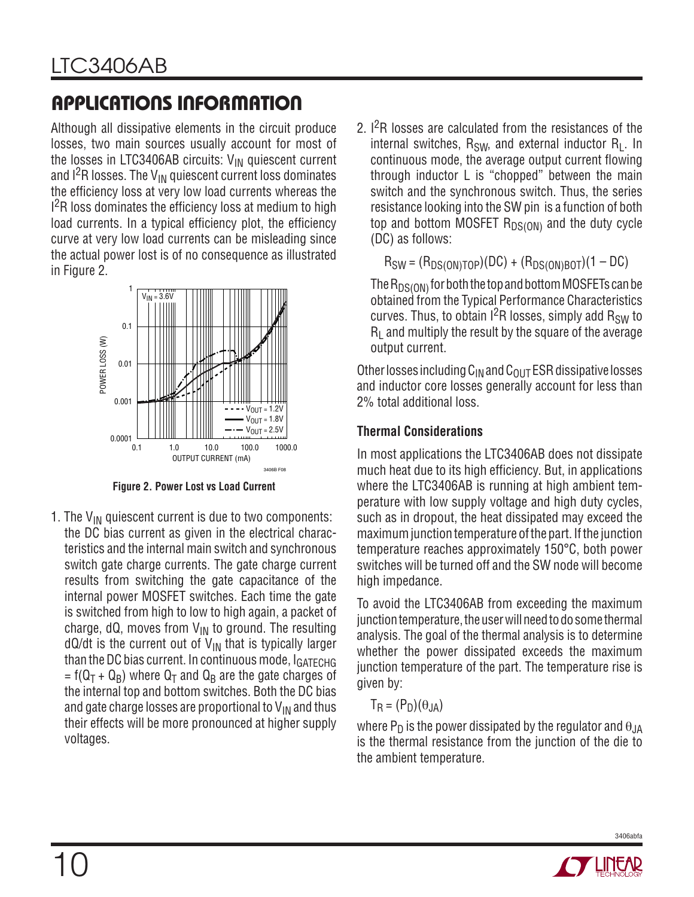## APPLICATIONS INFORMATION

Although all dissipative elements in the circuit produce losses, two main sources usually account for most of the losses in LTC3406AB circuits: $V_{IN}$ quiescent current and $I^2R$ losses. The $V_{IN}$ quiescent current loss dominates the efficiency loss at very low load currents whereas the $I^2R$ loss dominates the efficiency loss at medium to high load currents. In a typical efficiency plot, the efficiency curve at very low load currents can be misleading since the actual power lost is of no consequence as illustrated in Figure 2.

**Figure 2. Power Lost vs Load Current**

1. The $V_{IN}$ quiescent current is due to two components: the DC bias current as given in the electrical characteristics and the internal main switch and synchronous switch gate charge currents. The gate charge current results from switching the gate capacitance of the internal power MOSFET switches. Each time the gate is switched from high to low to high again, a packet of charge, dQ, moves from $V_{IN}$ to ground. The resulting dQ/dt is the current out of $V_{IN}$ that is typically larger than the DC bias current. In continuous mode, $I_{GATECHG} = f(Q_T + Q_B)$ where $Q_T$ and $Q_B$ are the gate charges of the internal top and bottom switches. Both the DC bias and gate charge losses are proportional to $V_{IN}$ and thus their effects will be more pronounced at higher supply voltages.

2. $I^2R$ losses are calculated from the resistances of the internal switches, $R_{SW}$, and external inductor $R_L$. In continuous mode, the average output current flowing through inductor L is "chopped" between the main switch and the synchronous switch. Thus, the series resistance looking into the SW pin is a function of both top and bottom MOSFET $R_{DS(ON)}$ and the duty cycle (DC) as follows:

   $$R_{SW} = (R_{DS(ON)TOP})(DC) + (R_{DS(ON)BOT})(1 – DC)$$

   The $R_{DS(ON)}$ for both the top and bottom MOSFETs can be obtained from the Typical Performance Characteristics curves. Thus, to obtain $I^2R$ losses, simply add $R_{SW}$ to $R_L$ and multiply the result by the square of the average output current.

Other losses including $C_{IN}$ and $C_{OUT}$ ESR dissipative losses and inductor core losses generally account for less than 2% total additional loss.

### Thermal Considerations

In most applications the LTC3406AB does not dissipate much heat due to its high efficiency. But, in applications where the LTC3406AB is running at high ambient temperature with low supply voltage and high duty cycles, such as in dropout, the heat dissipated may exceed the maximum junction temperature of the part. If the junction temperature reaches approximately 150°C, both power switches will be turned off and the SW node will become high impedance.

To avoid the LTC3406AB from exceeding the maximum junction temperature, the user will need to do some thermal analysis. The goal of the thermal analysis is to determine whether the power dissipated exceeds the maximum junction temperature of the part. The temperature rise is given by:

$$T_R = (P_D)(\theta_{JA})$$

where $P_D$ is the power dissipated by the regulator and $\theta_{JA}$ is the thermal resistance from the junction of the die to the ambient temperature.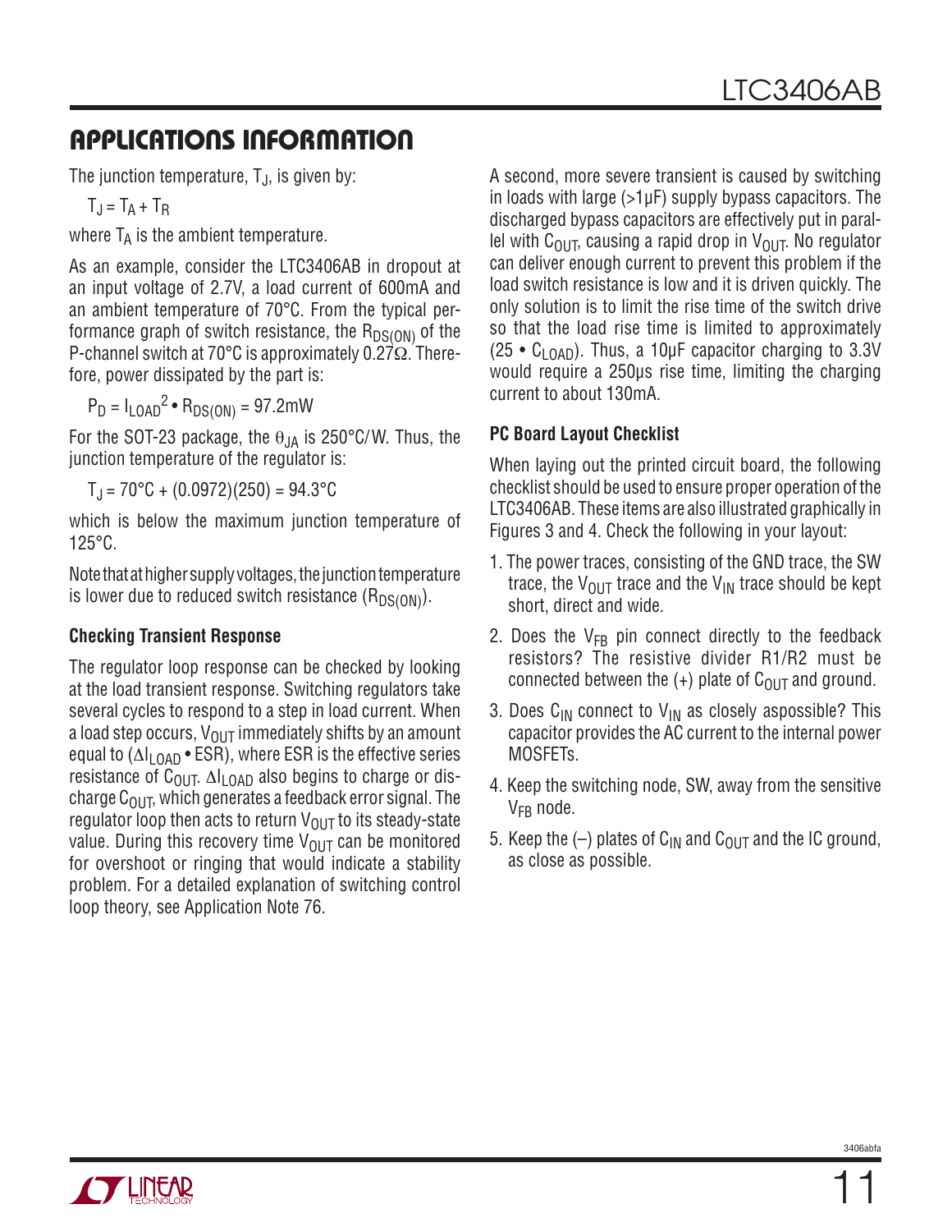## APPLICATIONS INFORMATION

The junction temperature, $T_J$, is given by:

$$T_J = T_A + T_R$$

where $T_A$ is the ambient temperature.

As an example, consider the LTC3406AB in dropout at an input voltage of 2.7V, a load current of 600mA and an ambient temperature of 70°C. From the typical performance graph of switch resistance, the $R_{DS(ON)}$ of the P-channel switch at 70°C is approximately 0.27Ω. Therefore, power dissipated by the part is:

$$P_D = I_{LOAD}^2 \bullet R_{DS(ON)} = 97.2\text{mW}$$

For the SOT-23 package, the $\theta_{JA}$ is 250°C/W. Thus, the junction temperature of the regulator is:

$$T_J = 70°C + (0.0972)(250) = 94.3°C$$

which is below the maximum junction temperature of 125°C.

Note that at higher supply voltages, the junction temperature is lower due to reduced switch resistance ($R_{DS(ON)}$).

### Checking Transient Response

The regulator loop response can be checked by looking at the load transient response. Switching regulators take several cycles to respond to a step in load current. When a load step occurs, $V_{OUT}$ immediately shifts by an amount equal to ($\Delta I_{LOAD} \bullet ESR$), where ESR is the effective series resistance of $C_{OUT}$. $\Delta I_{LOAD}$ also begins to charge or discharge $C_{OUT}$, which generates a feedback error signal. The regulator loop then acts to return $V_{OUT}$ to its steady-state value. During this recovery time $V_{OUT}$ can be monitored for overshoot or ringing that would indicate a stability problem. For a detailed explanation of switching control loop theory, see Application Note 76.

A second, more severe transient is caused by switching in loads with large (>1µF) supply bypass capacitors. The discharged bypass capacitors are effectively put in parallel with $C_{OUT}$, causing a rapid drop in $V_{OUT}$. No regulator can deliver enough current to prevent this problem if the load switch resistance is low and it is driven quickly. The only solution is to limit the rise time of the switch drive so that the load rise time is limited to approximately ($25 \bullet C_{LOAD}$). Thus, a 10µF capacitor charging to 3.3V would require a 250µs rise time, limiting the charging current to about 130mA.

### PC Board Layout Checklist

When laying out the printed circuit board, the following checklist should be used to ensure proper operation of the LTC3406AB. These items are also illustrated graphically in Figures 3 and 4. Check the following in your layout:

1. The power traces, consisting of the GND trace, the SW trace, the $V_{OUT}$ trace and the $V_{IN}$ trace should be kept short, direct and wide.
2. Does the $V_{FB}$ pin connect directly to the feedback resistors? The resistive divider R1/R2 must be connected between the (+) plate of $C_{OUT}$ and ground.
3. Does $C_{IN}$ connect to $V_{IN}$ as closely aspossible? This capacitor provides the AC current to the internal power MOSFETs.
4. Keep the switching node, SW, away from the sensitive $V_{FB}$ node.
5. Keep the (–) plates of $C_{IN}$ and $C_{OUT}$ and the IC ground, as close as possible.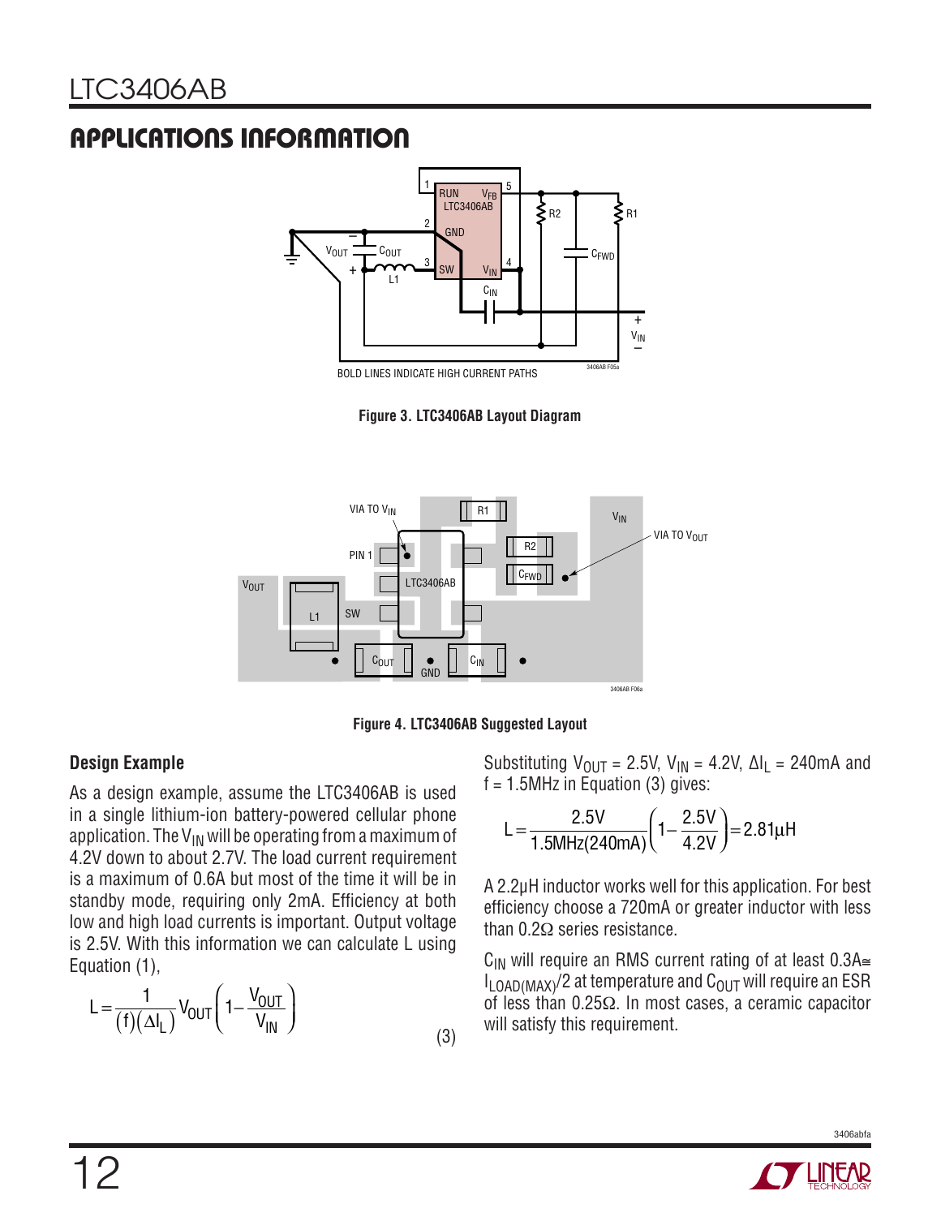## APPLICATIONS INFORMATION

BOLD LINES INDICATE HIGH CURRENT PATHS

**Figure 3. LTC3406AB Layout Diagram**

**Figure 4. LTC3406AB Suggested Layout**

### Design Example

As a design example, assume the LTC3406AB is used in a single lithium-ion battery-powered cellular phone application. The $V_{IN}$ will be operating from a maximum of 4.2V down to about 2.7V. The load current requirement is a maximum of 0.6A but most of the time it will be in standby mode, requiring only 2mA. Efficiency at both low and high load currents is important. Output voltage is 2.5V. With this information we can calculate L using Equation (1),

$$L = \frac{1}{(f)(\Delta I_L)} V_{OUT}\left(1 - \frac{V_{OUT}}{V_{IN}}\right) \tag{3}$$

Substituting $V_{OUT}$ = 2.5V, $V_{IN}$ = 4.2V, $\Delta I_L$ = 240mA and f = 1.5MHz in Equation (3) gives:

$$L = \frac{2.5V}{1.5MHz(240mA)}\left(1 - \frac{2.5V}{4.2V}\right) = 2.81\mu H$$

A 2.2µH inductor works well for this application. For best efficiency choose a 720mA or greater inductor with less than 0.2Ω series resistance.

$C_{IN}$ will require an RMS current rating of at least 0.3A≅ $I_{LOAD(MAX)}/2$ at temperature and $C_{OUT}$ will require an ESR of less than 0.25Ω. In most cases, a ceramic capacitor will satisfy this requirement.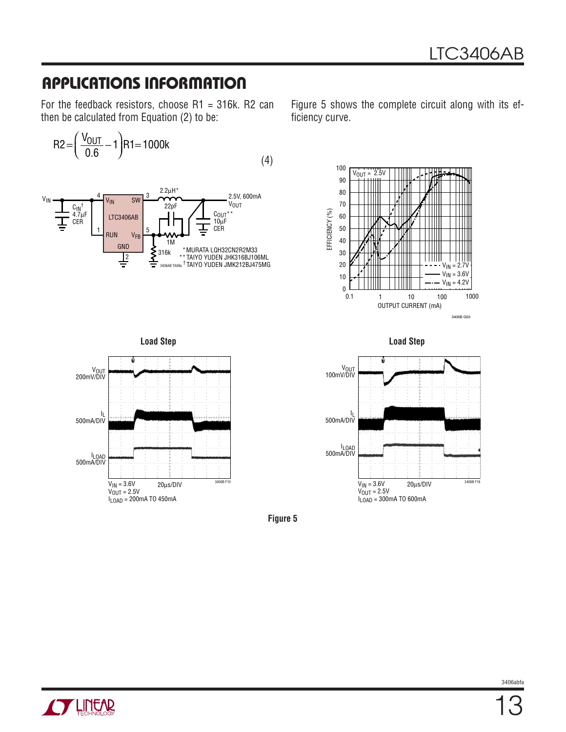## APPLICATIONS INFORMATION

For the feedback resistors, choose R1 = 316k. R2 can then be calculated from Equation (2) to be:

$$R2 = \left(\frac{V_{OUT}}{0.6} - 1\right) R1 = 1000k \quad (4)$$

Figure 5 shows the complete circuit along with its efficiency curve.

Load Step

$V_{IN}$ = 3.6V
$V_{OUT}$ = 2.5V
$I_{LOAD}$ = 200mA TO 450mA

Load Step

$V_{IN}$ = 3.6V
$V_{OUT}$ = 2.5V
$I_{LOAD}$ = 300mA TO 600mA

**Figure 5**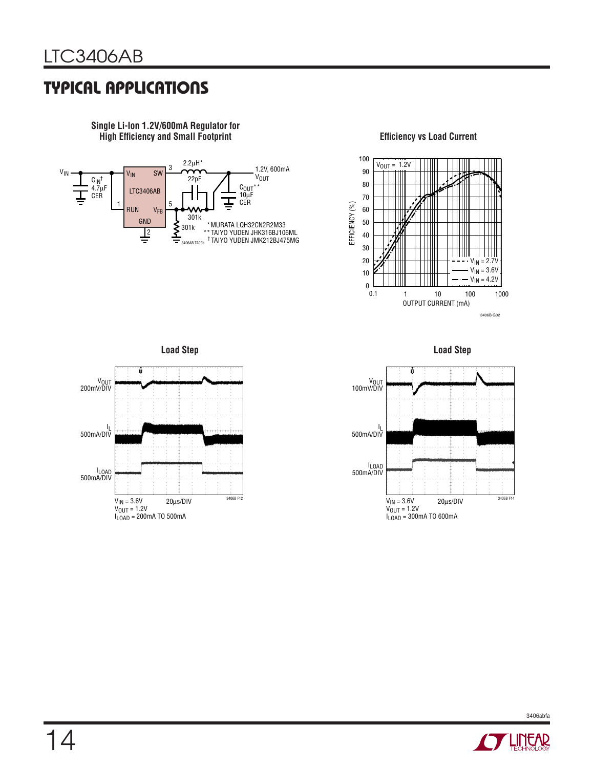## TYPICAL APPLICATIONS

**Single Li-Ion 1.2V/600mA Regulator for High Efficiency and Small Footprint**

$V_{IN}$ — $C_{IN}$[†] 4.7µF CER — LTC3406AB ($V_{IN}$, SW pin 3, RUN pin 1, $V_{FB}$ pin 5, GND pin 2) — 2.2µH* — 1.2V, 600mA $V_{OUT}$ — 22pF — 301k — 301k — $C_{OUT}$** 10µF CER

*MURATA LQH32CN2R2M33
**TAIYO YUDEN JHK316BJ106ML
[†]TAIYO YUDEN JMK212BJ475MG

3406AB TA09b

**Efficiency vs Load Current**

$V_{OUT}$ = 1.2V; EFFICIENCY (%) vs OUTPUT CURRENT (mA); $V_{IN}$ = 2.7V, $V_{IN}$ = 3.6V, $V_{IN}$ = 4.2V

3406B G02

**Load Step**

$V_{OUT}$ 200mV/DIV; $I_L$ 500mA/DIV; $I_{LOAD}$ 500mA/DIV

$V_{IN}$ = 3.6V, 20µs/DIV
$V_{OUT}$ = 1.2V
$I_{LOAD}$ = 200mA TO 500mA

3406B F12

**Load Step**

$V_{OUT}$ 100mV/DIV; $I_L$ 500mA/DIV; $I_{LOAD}$ 500mA/DIV

$V_{IN}$ = 3.6V, 20µs/DIV
$V_{OUT}$ = 1.2V
$I_{LOAD}$ = 300mA TO 600mA

3406B F14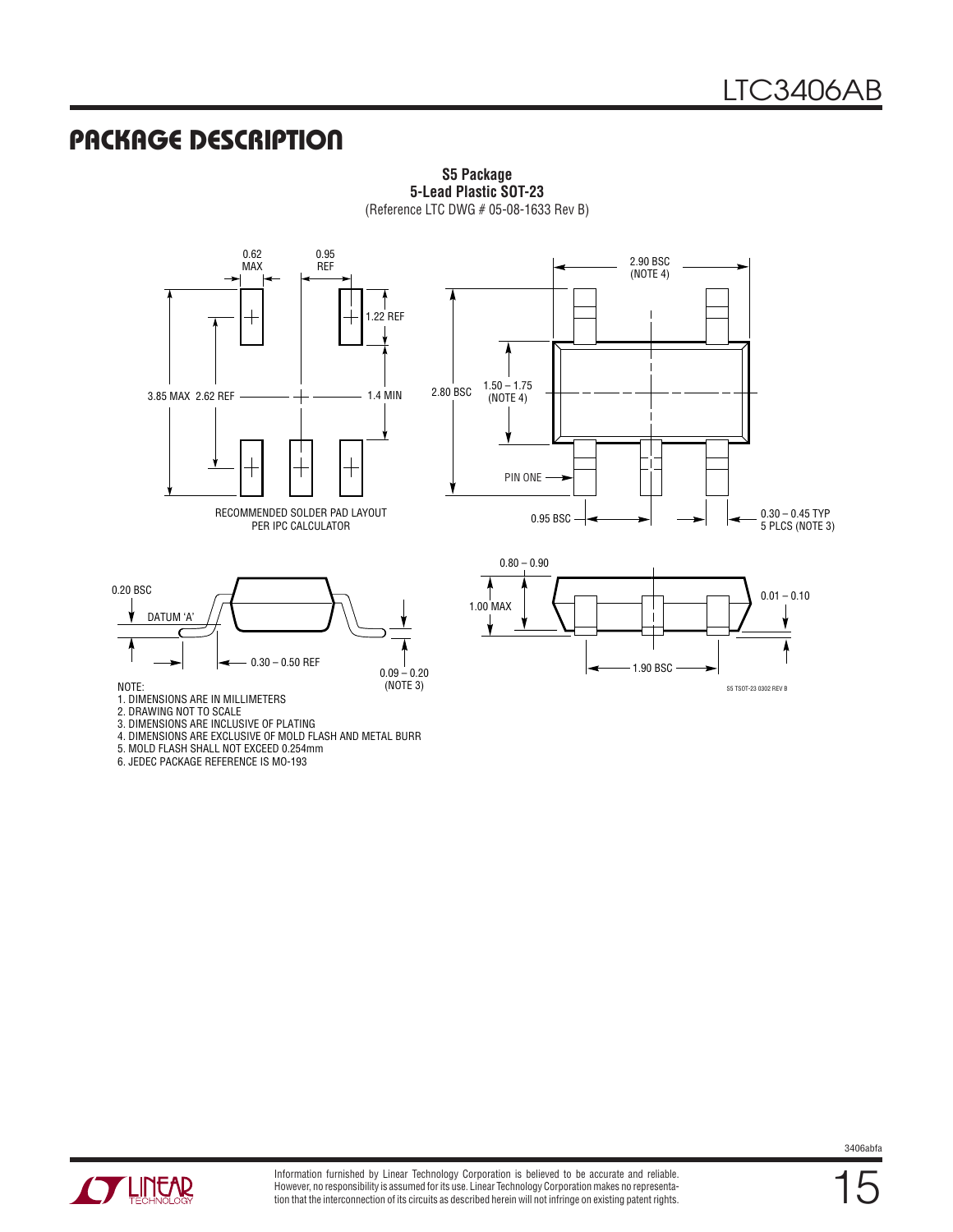## PACKAGE DESCRIPTION

**S5 Package**
**5-Lead Plastic SOT-23**
(Reference LTC DWG # 05-08-1633 Rev B)

0.62 MAX

0.95 REF

1.22 REF

3.85 MAX 2.62 REF

1.4 MIN

RECOMMENDED SOLDER PAD LAYOUT PER IPC CALCULATOR

2.90 BSC (NOTE 4)

2.80 BSC

1.50 – 1.75 (NOTE 4)

PIN ONE

0.95 BSC

0.30 – 0.45 TYP 5 PLCS (NOTE 3)

0.20 BSC

DATUM 'A'

0.30 – 0.50 REF

0.09 – 0.20 (NOTE 3)

0.80 – 0.90

1.00 MAX

0.01 – 0.10

1.90 BSC

S5 TSOT-23 0302 REV B

NOTE:
1. DIMENSIONS ARE IN MILLIMETERS
2. DRAWING NOT TO SCALE
3. DIMENSIONS ARE INCLUSIVE OF PLATING
4. DIMENSIONS ARE EXCLUSIVE OF MOLD FLASH AND METAL BURR
5. MOLD FLASH SHALL NOT EXCEED 0.254mm
6. JEDEC PACKAGE REFERENCE IS MO-193

Information furnished by Linear Technology Corporation is believed to be accurate and reliable. However, no responsibility is assumed for its use. Linear Technology Corporation makes no representation that the interconnection of its circuits as described herein will not infringe on existing patent rights.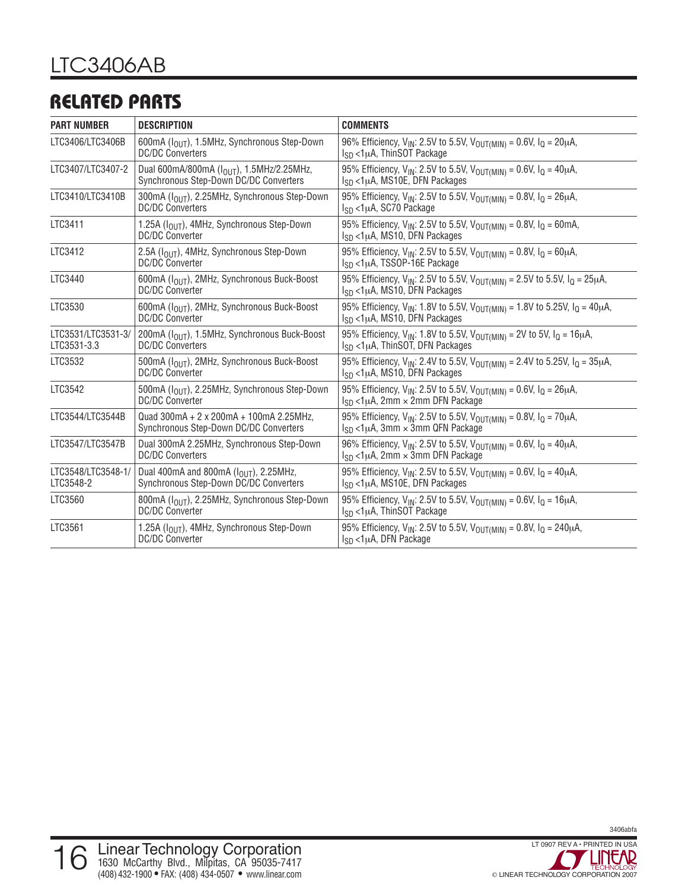## RELATED PARTS

| PART NUMBER | DESCRIPTION | COMMENTS |
| --- | --- | --- |
| LTC3406/LTC3406B | 600mA ($I_{OUT}$), 1.5MHz, Synchronous Step-Down DC/DC Converters | 96% Efficiency, $V_{IN}$: 2.5V to 5.5V, $V_{OUT(MIN)}$ = 0.6V, $I_Q$ = 20μA, $I_{SD}$ <1μA, ThinSOT Package |
| LTC3407/LTC3407-2 | Dual 600mA/800mA ($I_{OUT}$), 1.5MHz/2.25MHz, Synchronous Step-Down DC/DC Converters | 95% Efficiency, $V_{IN}$: 2.5V to 5.5V, $V_{OUT(MIN)}$ = 0.6V, $I_Q$ = 40μA, $I_{SD}$ <1μA, MS10E, DFN Packages |
| LTC3410/LTC3410B | 300mA ($I_{OUT}$), 2.25MHz, Synchronous Step-Down DC/DC Converters | 95% Efficiency, $V_{IN}$: 2.5V to 5.5V, $V_{OUT(MIN)}$ = 0.8V, $I_Q$ = 26μA, $I_{SD}$ <1μA, SC70 Package |
| LTC3411 | 1.25A ($I_{OUT}$), 4MHz, Synchronous Step-Down DC/DC Converter | 95% Efficiency, $V_{IN}$: 2.5V to 5.5V, $V_{OUT(MIN)}$ = 0.8V, $I_Q$ = 60mA, $I_{SD}$ <1μA, MS10, DFN Packages |
| LTC3412 | 2.5A ($I_{OUT}$), 4MHz, Synchronous Step-Down DC/DC Converter | 95% Efficiency, $V_{IN}$: 2.5V to 5.5V, $V_{OUT(MIN)}$ = 0.8V, $I_Q$ = 60μA, $I_{SD}$ <1μA, TSSOP-16E Package |
| LTC3440 | 600mA ($I_{OUT}$), 2MHz, Synchronous Buck-Boost DC/DC Converter | 95% Efficiency, $V_{IN}$: 2.5V to 5.5V, $V_{OUT(MIN)}$ = 2.5V to 5.5V, $I_Q$ = 25μA, $I_{SD}$ <1μA, MS10, DFN Packages |
| LTC3530 | 600mA ($I_{OUT}$), 2MHz, Synchronous Buck-Boost DC/DC Converter | 95% Efficiency, $V_{IN}$: 1.8V to 5.5V, $V_{OUT(MIN)}$ = 1.8V to 5.25V, $I_Q$ = 40μA, $I_{SD}$ <1μA, MS10, DFN Packages |
| LTC3531/LTC3531-3/ LTC3531-3.3 | 200mA ($I_{OUT}$), 1.5MHz, Synchronous Buck-Boost DC/DC Converters | 95% Efficiency, $V_{IN}$: 1.8V to 5.5V, $V_{OUT(MIN)}$ = 2V to 5V, $I_Q$ = 16μA, $I_{SD}$ <1μA, ThinSOT, DFN Packages |
| LTC3532 | 500mA ($I_{OUT}$), 2MHz, Synchronous Buck-Boost DC/DC Converter | 95% Efficiency, $V_{IN}$: 2.4V to 5.5V, $V_{OUT(MIN)}$ = 2.4V to 5.25V, $I_Q$ = 35μA, $I_{SD}$ <1μA, MS10, DFN Packages |
| LTC3542 | 500mA ($I_{OUT}$), 2.25MHz, Synchronous Step-Down DC/DC Converter | 95% Efficiency, $V_{IN}$: 2.5V to 5.5V, $V_{OUT(MIN)}$ = 0.6V, $I_Q$ = 26μA, $I_{SD}$ <1μA, 2mm × 2mm DFN Package |
| LTC3544/LTC3544B | Quad 300mA + 2 x 200mA + 100mA 2.25MHz, Synchronous Step-Down DC/DC Converters | 95% Efficiency, $V_{IN}$: 2.5V to 5.5V, $V_{OUT(MIN)}$ = 0.8V, $I_Q$ = 70μA, $I_{SD}$ <1μA, 3mm × 3mm QFN Package |
| LTC3547/LTC3547B | Dual 300mA 2.25MHz, Synchronous Step-Down DC/DC Converters | 96% Efficiency, $V_{IN}$: 2.5V to 5.5V, $V_{OUT(MIN)}$ = 0.6V, $I_Q$ = 40μA, $I_{SD}$ <1μA, 2mm × 3mm DFN Package |
| LTC3548/LTC3548-1/ LTC3548-2 | Dual 400mA and 800mA ($I_{OUT}$), 2.25MHz, Synchronous Step-Down DC/DC Converters | 95% Efficiency, $V_{IN}$: 2.5V to 5.5V, $V_{OUT(MIN)}$ = 0.6V, $I_Q$ = 40μA, $I_{SD}$ <1μA, MS10E, DFN Packages |
| LTC3560 | 800mA ($I_{OUT}$), 2.25MHz, Synchronous Step-Down DC/DC Converter | 95% Efficiency, $V_{IN}$: 2.5V to 5.5V, $V_{OUT(MIN)}$ = 0.6V, $I_Q$ = 16μA, $I_{SD}$ <1μA, ThinSOT Package |
| LTC3561 | 1.25A ($I_{OUT}$), 4MHz, Synchronous Step-Down DC/DC Converter | 95% Efficiency, $V_{IN}$: 2.5V to 5.5V, $V_{OUT(MIN)}$ = 0.8V, $I_Q$ = 240μA, $I_{SD}$ <1μA, DFN Package |

Linear Technology Corporation
1630 McCarthy Blvd., Milpitas, CA 95035-7417
(408) 432-1900 • FAX: (408) 434-0507 • www.linear.com

LT 0907 REV A • PRINTED IN USA

© LINEAR TECHNOLOGY CORPORATION 2007